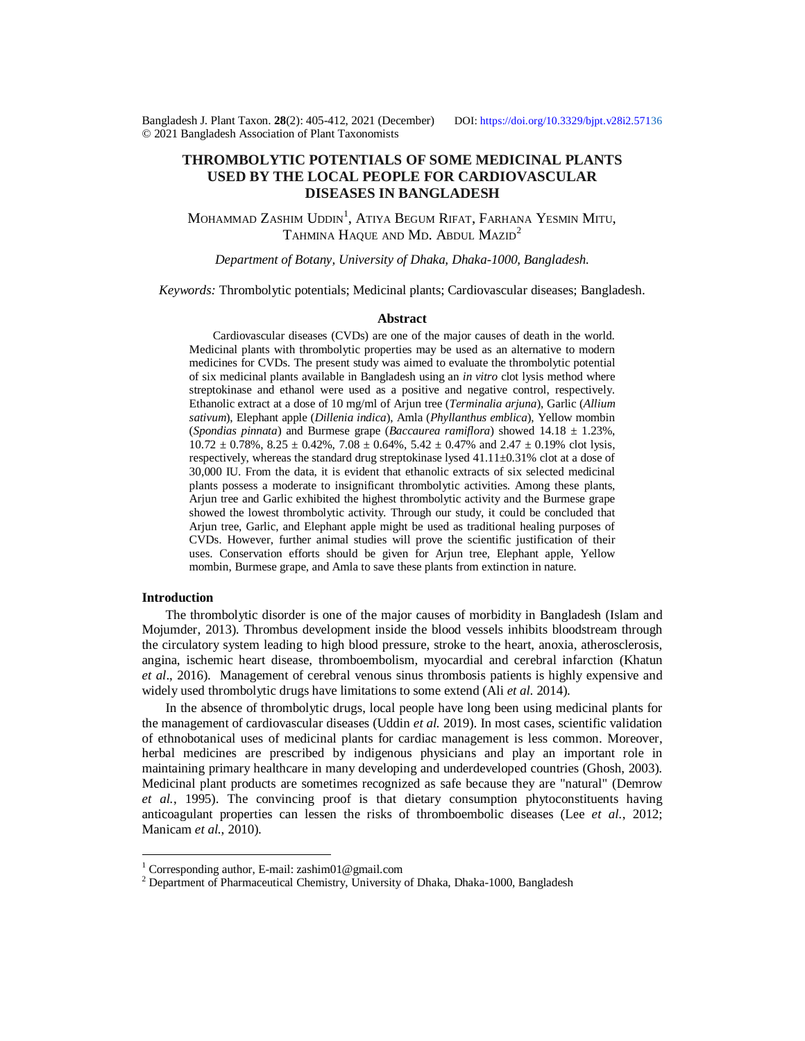Bangladesh J. Plant Taxon. **28**(2): 405-412, 2021 (December) DOI: https://doi.org/10.3329/bjpt.v28i2.57136
© 2021 Bangladesh Association of Plant Taxonomists

# THROMBOLYTIC POTENTIALS OF SOME MEDICINAL PLANTS USED BY THE LOCAL PEOPLE FOR CARDIOVASCULAR DISEASES IN BANGLADESH

Mohammad Zashim Uddin[1], Atiya Begum Rifat, Farhana Yesmin Mitu, Tahmina Haque and Md. Abdul Mazid[2]

*Department of Botany, University of Dhaka, Dhaka-1000, Bangladesh.*

*Keywords:* Thrombolytic potentials; Medicinal plants; Cardiovascular diseases; Bangladesh.

## Abstract

Cardiovascular diseases (CVDs) are one of the major causes of death in the world. Medicinal plants with thrombolytic properties may be used as an alternative to modern medicines for CVDs. The present study was aimed to evaluate the thrombolytic potential of six medicinal plants available in Bangladesh using an *in vitro* clot lysis method where streptokinase and ethanol were used as a positive and negative control, respectively. Ethanolic extract at a dose of 10 mg/ml of Arjun tree (*Terminalia arjuna*), Garlic (*Allium sativum*), Elephant apple (*Dillenia indica*), Amla (*Phyllanthus emblica*), Yellow mombin (*Spondias pinnata*) and Burmese grape (*Baccaurea ramiflora*) showed 14.18 ± 1.23%, 10.72 ± 0.78%, 8.25 ± 0.42%, 7.08 ± 0.64%, 5.42 ± 0.47% and 2.47 ± 0.19% clot lysis, respectively, whereas the standard drug streptokinase lysed 41.11±0.31% clot at a dose of 30,000 IU. From the data, it is evident that ethanolic extracts of six selected medicinal plants possess a moderate to insignificant thrombolytic activities. Among these plants, Arjun tree and Garlic exhibited the highest thrombolytic activity and the Burmese grape showed the lowest thrombolytic activity. Through our study, it could be concluded that Arjun tree, Garlic, and Elephant apple might be used as traditional healing purposes of CVDs. However, further animal studies will prove the scientific justification of their uses. Conservation efforts should be given for Arjun tree, Elephant apple, Yellow mombin, Burmese grape, and Amla to save these plants from extinction in nature.

## Introduction

The thrombolytic disorder is one of the major causes of morbidity in Bangladesh (Islam and Mojumder, 2013). Thrombus development inside the blood vessels inhibits bloodstream through the circulatory system leading to high blood pressure, stroke to the heart, anoxia, atherosclerosis, angina, ischemic heart disease, thromboembolism, myocardial and cerebral infarction (Khatun *et al*., 2016). Management of cerebral venous sinus thrombosis patients is highly expensive and widely used thrombolytic drugs have limitations to some extend (Ali *et al.* 2014).

In the absence of thrombolytic drugs, local people have long been using medicinal plants for the management of cardiovascular diseases (Uddin *et al.* 2019). In most cases, scientific validation of ethnobotanical uses of medicinal plants for cardiac management is less common. Moreover, herbal medicines are prescribed by indigenous physicians and play an important role in maintaining primary healthcare in many developing and underdeveloped countries (Ghosh, 2003). Medicinal plant products are sometimes recognized as safe because they are "natural" (Demrow *et al.*, 1995). The convincing proof is that dietary consumption phytoconstituents having anticoagulant properties can lessen the risks of thromboembolic diseases (Lee *et al.*, 2012; Manicam *et al.*, 2010).

[1] Corresponding author, E-mail: zashim01@gmail.com
[2] Department of Pharmaceutical Chemistry, University of Dhaka, Dhaka-1000, Bangladesh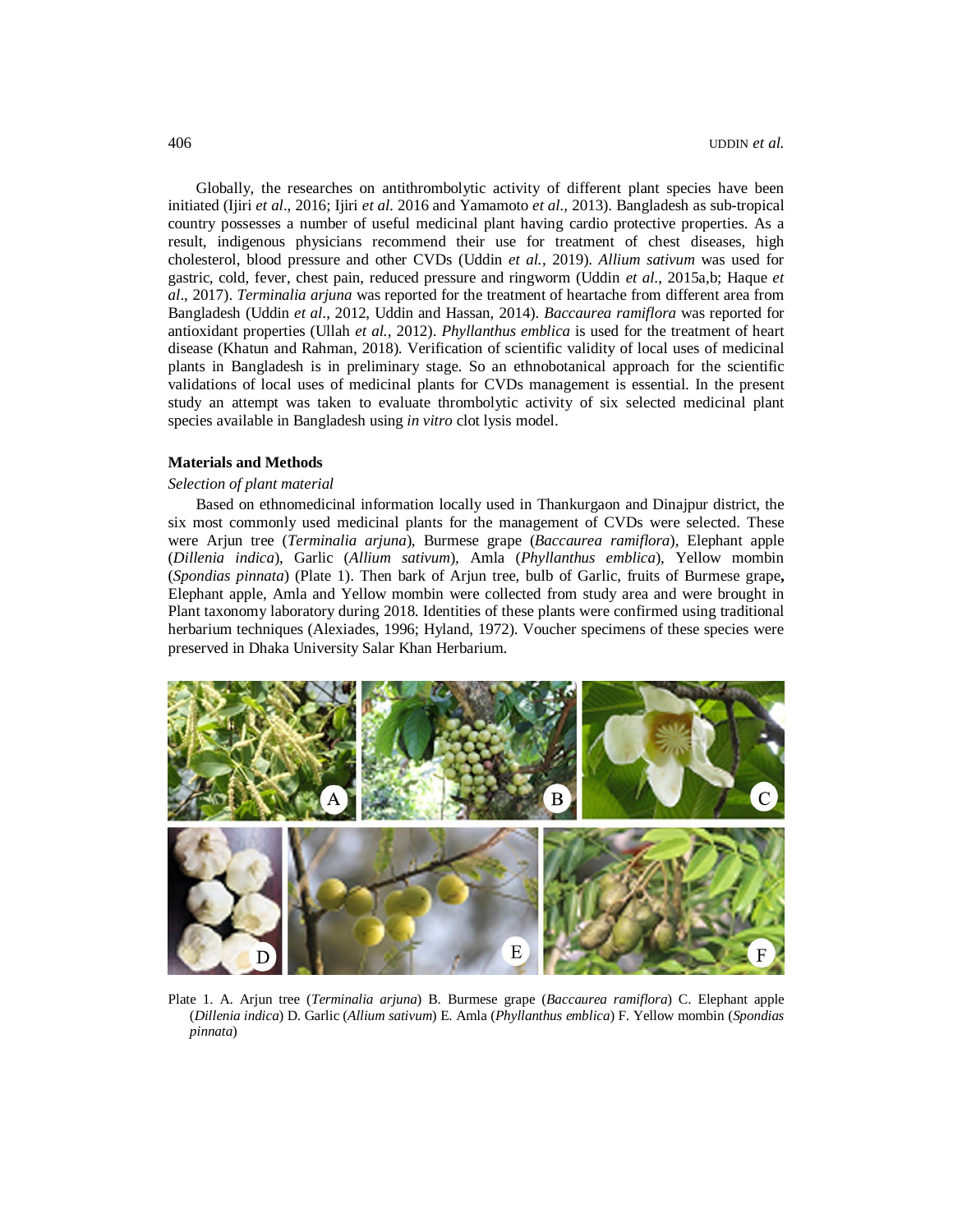Globally, the researches on antithrombolytic activity of different plant species have been initiated (Ijiri *et al*., 2016; Ijiri *et al.* 2016 and Yamamoto *et al.,* 2013). Bangladesh as sub-tropical country possesses a number of useful medicinal plant having cardio protective properties. As a result, indigenous physicians recommend their use for treatment of chest diseases, high cholesterol, blood pressure and other CVDs (Uddin *et al.*, 2019). *Allium sativum* was used for gastric, cold, fever, chest pain, reduced pressure and ringworm (Uddin *et al*., 2015a,b; Haque *et al*., 2017). *Terminalia arjuna* was reported for the treatment of heartache from different area from Bangladesh (Uddin *et al*., 2012, Uddin and Hassan, 2014). *Baccaurea ramiflora* was reported for antioxidant properties (Ullah *et al.,* 2012). *Phyllanthus emblica* is used for the treatment of heart disease (Khatun and Rahman, 2018). Verification of scientific validity of local uses of medicinal plants in Bangladesh is in preliminary stage. So an ethnobotanical approach for the scientific validations of local uses of medicinal plants for CVDs management is essential. In the present study an attempt was taken to evaluate thrombolytic activity of six selected medicinal plant species available in Bangladesh using *in vitro* clot lysis model.

## Materials and Methods

### *Selection of plant material*

Based on ethnomedicinal information locally used in Thankurgaon and Dinajpur district, the six most commonly used medicinal plants for the management of CVDs were selected. These were Arjun tree (*Terminalia arjuna*), Burmese grape (*Baccaurea ramiflora*), Elephant apple (*Dillenia indica*), Garlic (*Allium sativum*), Amla (*Phyllanthus emblica*), Yellow mombin (*Spondias pinnata*) (Plate 1). Then bark of Arjun tree, bulb of Garlic, fruits of Burmese grape**,** Elephant apple, Amla and Yellow mombin were collected from study area and were brought in Plant taxonomy laboratory during 2018. Identities of these plants were confirmed using traditional herbarium techniques (Alexiades, 1996; Hyland, 1972). Voucher specimens of these species were preserved in Dhaka University Salar Khan Herbarium.

Plate 1. A. Arjun tree (*Terminalia arjuna*) B. Burmese grape (*Baccaurea ramiflora*) C. Elephant apple (*Dillenia indica*) D. Garlic (*Allium sativum*) E. Amla (*Phyllanthus emblica*) F. Yellow mombin (*Spondias pinnata*)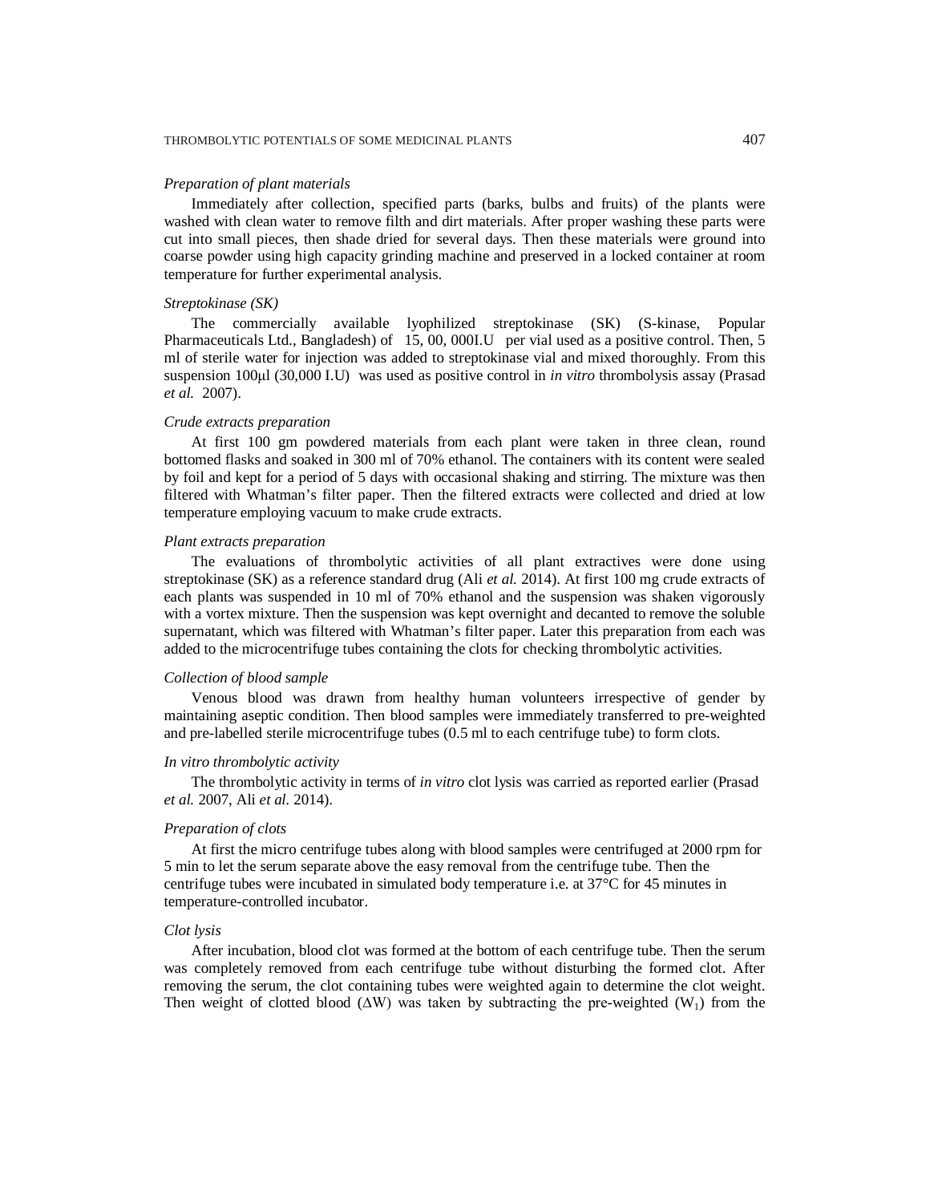*Preparation of plant materials*

Immediately after collection, specified parts (barks, bulbs and fruits) of the plants were washed with clean water to remove filth and dirt materials. After proper washing these parts were cut into small pieces, then shade dried for several days. Then these materials were ground into coarse powder using high capacity grinding machine and preserved in a locked container at room temperature for further experimental analysis.

*Streptokinase (SK)*

The commercially available lyophilized streptokinase (SK) (S-kinase, Popular Pharmaceuticals Ltd., Bangladesh) of 15, 00, 000I.U per vial used as a positive control. Then, 5 ml of sterile water for injection was added to streptokinase vial and mixed thoroughly. From this suspension 100μl (30,000 I.U) was used as positive control in *in vitro* thrombolysis assay (Prasad *et al.* 2007).

*Crude extracts preparation*

At first 100 gm powdered materials from each plant were taken in three clean, round bottomed flasks and soaked in 300 ml of 70% ethanol. The containers with its content were sealed by foil and kept for a period of 5 days with occasional shaking and stirring. The mixture was then filtered with Whatman's filter paper. Then the filtered extracts were collected and dried at low temperature employing vacuum to make crude extracts.

*Plant extracts preparation*

The evaluations of thrombolytic activities of all plant extractives were done using streptokinase (SK) as a reference standard drug (Ali *et al.* 2014). At first 100 mg crude extracts of each plants was suspended in 10 ml of 70% ethanol and the suspension was shaken vigorously with a vortex mixture. Then the suspension was kept overnight and decanted to remove the soluble supernatant, which was filtered with Whatman's filter paper. Later this preparation from each was added to the microcentrifuge tubes containing the clots for checking thrombolytic activities.

*Collection of blood sample*

Venous blood was drawn from healthy human volunteers irrespective of gender by maintaining aseptic condition. Then blood samples were immediately transferred to pre-weighted and pre-labelled sterile microcentrifuge tubes (0.5 ml to each centrifuge tube) to form clots.

*In vitro thrombolytic activity*

The thrombolytic activity in terms of *in vitro* clot lysis was carried as reported earlier (Prasad *et al.* 2007, Ali *et al.* 2014).

*Preparation of clots*

At first the micro centrifuge tubes along with blood samples were centrifuged at 2000 rpm for 5 min to let the serum separate above the easy removal from the centrifuge tube. Then the centrifuge tubes were incubated in simulated body temperature i.e. at 37°C for 45 minutes in temperature-controlled incubator.

*Clot lysis*

After incubation, blood clot was formed at the bottom of each centrifuge tube. Then the serum was completely removed from each centrifuge tube without disturbing the formed clot. After removing the serum, the clot containing tubes were weighted again to determine the clot weight. Then weight of clotted blood ($\Delta W$) was taken by subtracting the pre-weighted ($W_1$) from the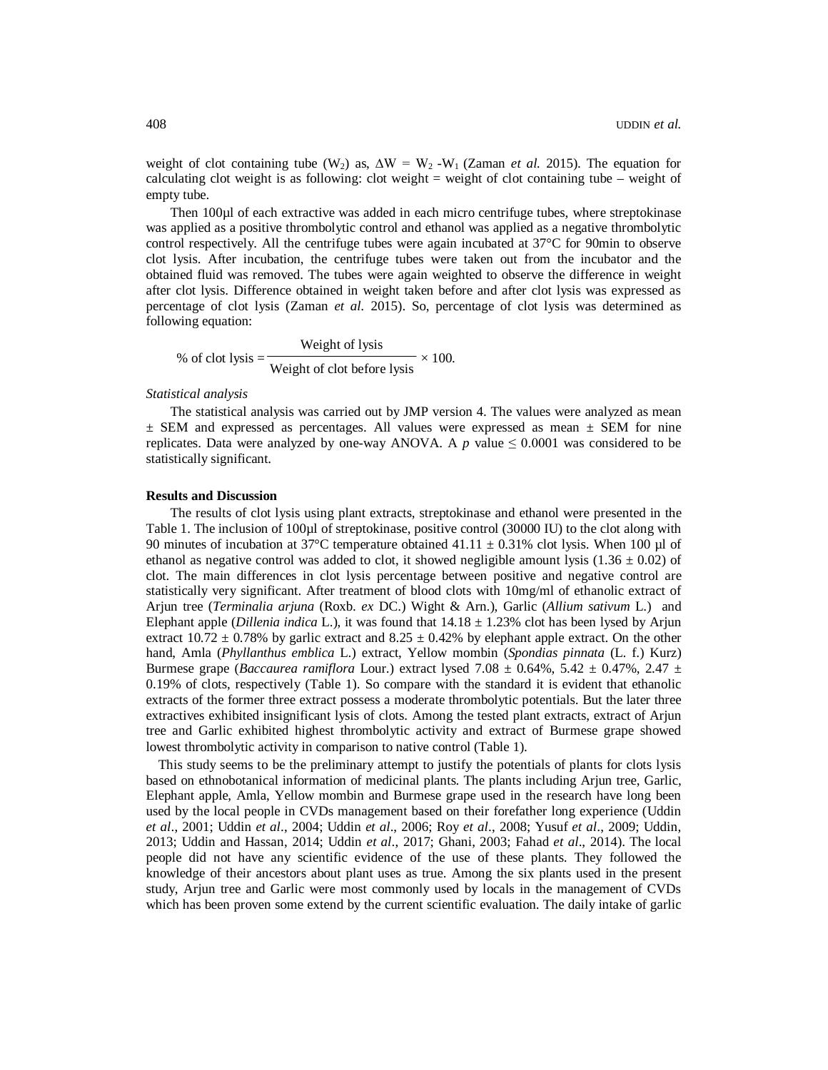weight of clot containing tube ($W_2$) as, $\Delta W = W_2 - W_1$ (Zaman *et al.* 2015). The equation for calculating clot weight is as following: clot weight = weight of clot containing tube – weight of empty tube.

Then 100µl of each extractive was added in each micro centrifuge tubes, where streptokinase was applied as a positive thrombolytic control and ethanol was applied as a negative thrombolytic control respectively. All the centrifuge tubes were again incubated at 37°C for 90min to observe clot lysis. After incubation, the centrifuge tubes were taken out from the incubator and the obtained fluid was removed. The tubes were again weighted to observe the difference in weight after clot lysis. Difference obtained in weight taken before and after clot lysis was expressed as percentage of clot lysis (Zaman *et al.* 2015). So, percentage of clot lysis was determined as following equation:

$$\text{\% of clot lysis} = \frac{\text{Weight of lysis}}{\text{Weight of clot before lysis}} \times 100.$$

*Statistical analysis*

The statistical analysis was carried out by JMP version 4. The values were analyzed as mean ± SEM and expressed as percentages. All values were expressed as mean ± SEM for nine replicates. Data were analyzed by one-way ANOVA. A $p$ value $\leq 0.0001$ was considered to be statistically significant.

## Results and Discussion

The results of clot lysis using plant extracts, streptokinase and ethanol were presented in the Table 1. The inclusion of 100µl of streptokinase, positive control (30000 IU) to the clot along with 90 minutes of incubation at 37°C temperature obtained 41.11 ± 0.31% clot lysis. When 100 µl of ethanol as negative control was added to clot, it showed negligible amount lysis (1.36 ± 0.02) of clot. The main differences in clot lysis percentage between positive and negative control are statistically very significant. After treatment of blood clots with 10mg/ml of ethanolic extract of Arjun tree (*Terminalia arjuna* (Roxb. *ex* DC.) Wight & Arn.), Garlic (*Allium sativum* L.) and Elephant apple (*Dillenia indica* L.), it was found that 14.18 ± 1.23% clot has been lysed by Arjun extract 10.72 ± 0.78% by garlic extract and 8.25 ± 0.42% by elephant apple extract. On the other hand, Amla (*Phyllanthus emblica* L.) extract, Yellow mombin (*Spondias pinnata* (L. f.) Kurz) Burmese grape (*Baccaurea ramiflora* Lour.) extract lysed 7.08 ± 0.64%, 5.42 ± 0.47%, 2.47 ± 0.19% of clots, respectively (Table 1). So compare with the standard it is evident that ethanolic extracts of the former three extract possess a moderate thrombolytic potentials. But the later three extractives exhibited insignificant lysis of clots. Among the tested plant extracts, extract of Arjun tree and Garlic exhibited highest thrombolytic activity and extract of Burmese grape showed lowest thrombolytic activity in comparison to native control (Table 1).

This study seems to be the preliminary attempt to justify the potentials of plants for clots lysis based on ethnobotanical information of medicinal plants. The plants including Arjun tree, Garlic, Elephant apple, Amla, Yellow mombin and Burmese grape used in the research have long been used by the local people in CVDs management based on their forefather long experience (Uddin *et al*., 2001; Uddin *et al*., 2004; Uddin *et al*., 2006; Roy *et al*., 2008; Yusuf *et al*., 2009; Uddin, 2013; Uddin and Hassan, 2014; Uddin *et al*., 2017; Ghani, 2003; Fahad *et al*., 2014). The local people did not have any scientific evidence of the use of these plants. They followed the knowledge of their ancestors about plant uses as true. Among the six plants used in the present study, Arjun tree and Garlic were most commonly used by locals in the management of CVDs which has been proven some extend by the current scientific evaluation. The daily intake of garlic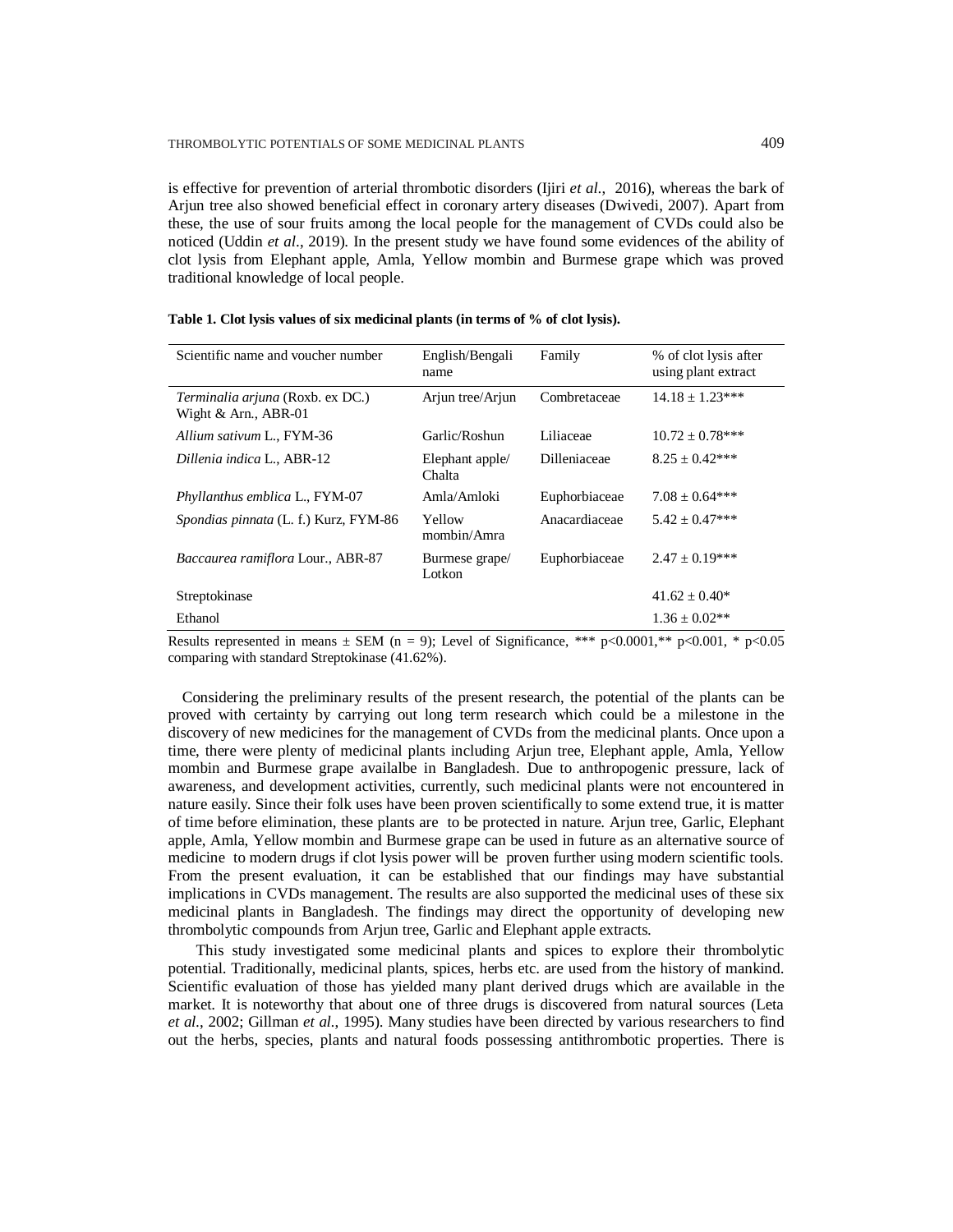is effective for prevention of arterial thrombotic disorders (Ijiri *et al.,* 2016), whereas the bark of Arjun tree also showed beneficial effect in coronary artery diseases (Dwivedi, 2007). Apart from these, the use of sour fruits among the local people for the management of CVDs could also be noticed (Uddin *et al*., 2019). In the present study we have found some evidences of the ability of clot lysis from Elephant apple, Amla, Yellow mombin and Burmese grape which was proved traditional knowledge of local people.

**Table 1. Clot lysis values of six medicinal plants (in terms of % of clot lysis).**

| Scientific name and voucher number | English/Bengali name | Family | % of clot lysis after using plant extract |
|---|---|---|---|
| *Terminalia arjuna* (Roxb. ex DC.) Wight & Arn., ABR-01 | Arjun tree/Arjun | Combretaceae | 14.18 ± 1.23*** |
| *Allium sativum* L., FYM-36 | Garlic/Roshun | Liliaceae | 10.72 ± 0.78*** |
| *Dillenia indica* L., ABR-12 | Elephant apple/ Chalta | Dilleniaceae | 8.25 ± 0.42*** |
| *Phyllanthus emblica* L., FYM-07 | Amla/Amloki | Euphorbiaceae | 7.08 ± 0.64*** |
| *Spondias pinnata* (L. f.) Kurz, FYM-86 | Yellow mombin/Amra | Anacardiaceae | 5.42 ± 0.47*** |
| *Baccaurea ramiflora* Lour., ABR-87 | Burmese grape/ Lotkon | Euphorbiaceae | 2.47 ± 0.19*** |
| Streptokinase | | | 41.62 ± 0.40* |
| Ethanol | | | 1.36 ± 0.02** |

Results represented in means ± SEM (n = 9); Level of Significance, *** p<0.0001,** p<0.001, * p<0.05 comparing with standard Streptokinase (41.62%).

Considering the preliminary results of the present research, the potential of the plants can be proved with certainty by carrying out long term research which could be a milestone in the discovery of new medicines for the management of CVDs from the medicinal plants. Once upon a time, there were plenty of medicinal plants including Arjun tree, Elephant apple, Amla, Yellow mombin and Burmese grape availalbe in Bangladesh. Due to anthropogenic pressure, lack of awareness, and development activities, currently, such medicinal plants were not encountered in nature easily. Since their folk uses have been proven scientifically to some extend true, it is matter of time before elimination, these plants are to be protected in nature. Arjun tree, Garlic, Elephant apple, Amla, Yellow mombin and Burmese grape can be used in future as an alternative source of medicine to modern drugs if clot lysis power will be proven further using modern scientific tools. From the present evaluation, it can be established that our findings may have substantial implications in CVDs management. The results are also supported the medicinal uses of these six medicinal plants in Bangladesh. The findings may direct the opportunity of developing new thrombolytic compounds from Arjun tree, Garlic and Elephant apple extracts.

This study investigated some medicinal plants and spices to explore their thrombolytic potential. Traditionally, medicinal plants, spices, herbs etc. are used from the history of mankind. Scientific evaluation of those has yielded many plant derived drugs which are available in the market. It is noteworthy that about one of three drugs is discovered from natural sources (Leta *et al*., 2002; Gillman *et al*., 1995). Many studies have been directed by various researchers to find out the herbs, species, plants and natural foods possessing antithrombotic properties. There is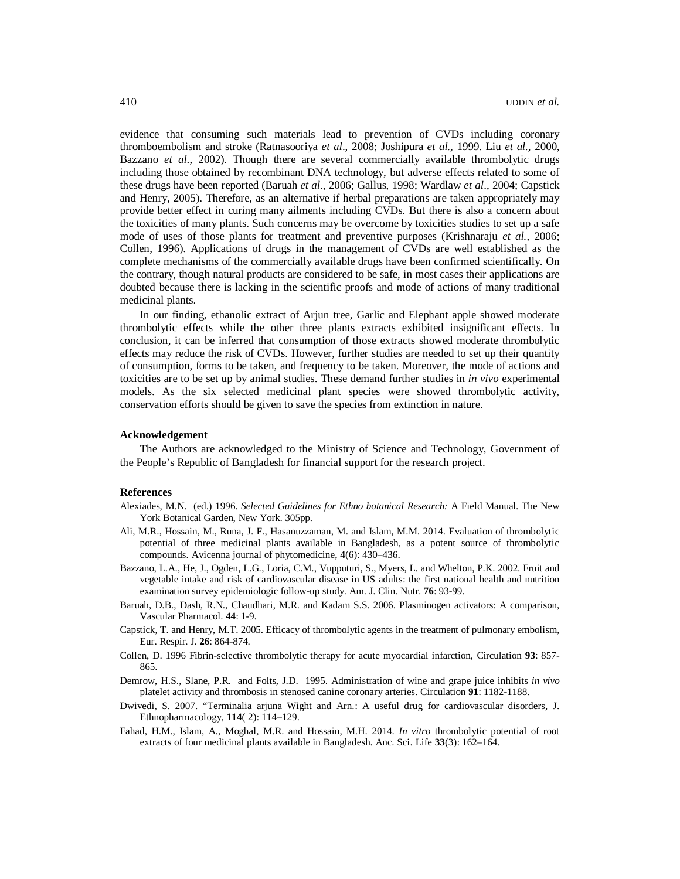evidence that consuming such materials lead to prevention of CVDs including coronary thromboembolism and stroke (Ratnasooriya *et al*., 2008; Joshipura *et al.,* 1999. Liu *et al.,* 2000, Bazzano *et al*., 2002). Though there are several commercially available thrombolytic drugs including those obtained by recombinant DNA technology, but adverse effects related to some of these drugs have been reported (Baruah *et al*., 2006; Gallus, 1998; Wardlaw *et al*., 2004; Capstick and Henry, 2005). Therefore, as an alternative if herbal preparations are taken appropriately may provide better effect in curing many ailments including CVDs. But there is also a concern about the toxicities of many plants. Such concerns may be overcome by toxicities studies to set up a safe mode of uses of those plants for treatment and preventive purposes (Krishnaraju *et al.,* 2006; Collen, 1996). Applications of drugs in the management of CVDs are well established as the complete mechanisms of the commercially available drugs have been confirmed scientifically. On the contrary, though natural products are considered to be safe, in most cases their applications are doubted because there is lacking in the scientific proofs and mode of actions of many traditional medicinal plants.

In our finding, ethanolic extract of Arjun tree, Garlic and Elephant apple showed moderate thrombolytic effects while the other three plants extracts exhibited insignificant effects. In conclusion, it can be inferred that consumption of those extracts showed moderate thrombolytic effects may reduce the risk of CVDs. However, further studies are needed to set up their quantity of consumption, forms to be taken, and frequency to be taken. Moreover, the mode of actions and toxicities are to be set up by animal studies. These demand further studies in *in vivo* experimental models. As the six selected medicinal plant species were showed thrombolytic activity, conservation efforts should be given to save the species from extinction in nature.

## Acknowledgement

The Authors are acknowledged to the Ministry of Science and Technology, Government of the People's Republic of Bangladesh for financial support for the research project.

## References

Alexiades, M.N. (ed.) 1996. *Selected Guidelines for Ethno botanical Research:* A Field Manual. The New York Botanical Garden, New York. 305pp.

Ali, M.R., Hossain, M., Runa, J. F., Hasanuzzaman, M. and Islam, M.M. 2014. Evaluation of thrombolytic potential of three medicinal plants available in Bangladesh, as a potent source of thrombolytic compounds. Avicenna journal of phytomedicine, **4**(6): 430–436.

Bazzano, L.A., He, J., Ogden, L.G., Loria, C.M., Vupputuri, S., Myers, L. and Whelton, P.K. 2002. Fruit and vegetable intake and risk of cardiovascular disease in US adults: the first national health and nutrition examination survey epidemiologic follow-up study. Am. J. Clin. Nutr. **76**: 93-99.

Baruah, D.B., Dash, R.N., Chaudhari, M.R. and Kadam S.S. 2006. Plasminogen activators: A comparison, Vascular Pharmacol. **44**: 1-9.

Capstick, T. and Henry, M.T. 2005. Efficacy of thrombolytic agents in the treatment of pulmonary embolism, Eur. Respir. J. **26**: 864-874.

Collen, D. 1996 Fibrin-selective thrombolytic therapy for acute myocardial infarction, Circulation **93**: 857-865.

Demrow, H.S., Slane, P.R. and Folts, J.D. 1995. Administration of wine and grape juice inhibits *in vivo* platelet activity and thrombosis in stenosed canine coronary arteries. Circulation **91**: 1182-1188.

Dwivedi, S. 2007. "Terminalia arjuna Wight and Arn.: A useful drug for cardiovascular disorders, J. Ethnopharmacology, **114**( 2): 114–129.

Fahad, H.M., Islam, A., Moghal, M.R. and Hossain, M.H. 2014. *In vitro* thrombolytic potential of root extracts of four medicinal plants available in Bangladesh. Anc. Sci. Life **33**(3): 162–164.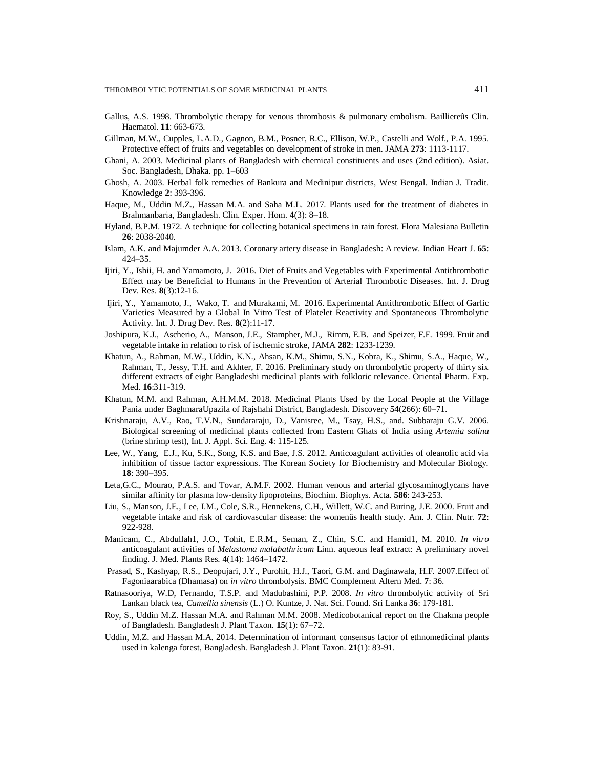Gallus, A.S. 1998. Thrombolytic therapy for venous thrombosis & pulmonary embolism. Baillièreûs Clin. Haematol. **11**: 663-673.

Gillman, M.W., Cupples, L.A.D., Gagnon, B.M., Posner, R.C., Ellison, W.P., Castelli and Wolf., P.A. 1995. Protective effect of fruits and vegetables on development of stroke in men. JAMA **273**: 1113-1117.

Ghani, A. 2003. Medicinal plants of Bangladesh with chemical constituents and uses (2nd edition). Asiat. Soc. Bangladesh, Dhaka. pp. 1–603

Ghosh, A. 2003. Herbal folk remedies of Bankura and Medinipur districts, West Bengal. Indian J. Tradit. Knowledge **2**: 393-396.

Haque, M., Uddin M.Z., Hassan M.A. and Saha M.L. 2017. Plants used for the treatment of diabetes in Brahmanbaria, Bangladesh. Clin. Exper. Hom. **4**(3): 8–18.

Hyland, B.P.M. 1972. A technique for collecting botanical specimens in rain forest. Flora Malesiana Bulletin **26**: 2038-2040.

Islam, A.K. and Majumder A.A. 2013. Coronary artery disease in Bangladesh: A review. Indian Heart J. **65**: 424–35.

Ijiri, Y., Ishii, H. and Yamamoto, J. 2016. Diet of Fruits and Vegetables with Experimental Antithrombotic Effect may be Beneficial to Humans in the Prevention of Arterial Thrombotic Diseases. Int. J. Drug Dev. Res. **8**(3):12-16.

Ijiri, Y., Yamamoto, J., Wako, T. and Murakami, M. 2016. Experimental Antithrombotic Effect of Garlic Varieties Measured by a Global In Vitro Test of Platelet Reactivity and Spontaneous Thrombolytic Activity. Int. J. Drug Dev. Res. **8**(2):11-17.

Joshipura, K.J., Ascherio, A., Manson, J.E., Stampher, M.J., Rimm, E.B. and Speizer, F.E. 1999. Fruit and vegetable intake in relation to risk of ischemic stroke, JAMA **282**: 1233-1239.

Khatun, A., Rahman, M.W., Uddin, K.N., Ahsan, K.M., Shimu, S.N., Kobra, K., Shimu, S.A., Haque, W., Rahman, T., Jessy, T.H. and Akhter, F. 2016. Preliminary study on thrombolytic property of thirty six different extracts of eight Bangladeshi medicinal plants with folkloric relevance. Oriental Pharm. Exp. Med. **16**:311-319.

Khatun, M.M. and Rahman, A.H.M.M. 2018. Medicinal Plants Used by the Local People at the Village Pania under BaghmaraUpazila of Rajshahi District, Bangladesh. Discovery **54**(266): 60–71.

Krishnaraju, A.V., Rao, T.V.N., Sundararaju, D., Vanisree, M., Tsay, H.S., and. Subbaraju G.V. 2006. Biological screening of medicinal plants collected from Eastern Ghats of India using *Artemia salina* (brine shrimp test), Int. J. Appl. Sci. Eng. **4**: 115-125.

Lee, W., Yang, E.J., Ku, S.K., Song, K.S. and Bae, J.S. 2012. Anticoagulant activities of oleanolic acid via inhibition of tissue factor expressions. The Korean Society for Biochemistry and Molecular Biology. **18**: 390–395.

Leta,G.C., Mourao, P.A.S. and Tovar, A.M.F. 2002. Human venous and arterial glycosaminoglycans have similar affinity for plasma low-density lipoproteins, Biochim. Biophys. Acta. **586**: 243-253.

Liu, S., Manson, J.E., Lee, I.M., Cole, S.R., Hennekens, C.H., Willett, W.C. and Buring, J.E. 2000. Fruit and vegetable intake and risk of cardiovascular disease: the womenûs health study. Am. J. Clin. Nutr. **72**: 922-928.

Manicam, C., Abdullah1, J.O., Tohit, E.R.M., Seman, Z., Chin, S.C. and Hamid1, M. 2010. *In vitro* anticoagulant activities of *Melastoma malabathricum* Linn. aqueous leaf extract: A preliminary novel finding. J. Med. Plants Res. **4**(14): 1464–1472.

Prasad, S., Kashyap, R.S., Deopujari, J.Y., Purohit, H.J., Taori, G.M. and Daginawala, H.F. 2007.Effect of Fagoniaarabica (Dhamasa) on *in vitro* thrombolysis. BMC Complement Altern Med. **7**: 36.

Ratnasooriya, W.D, Fernando, T.S.P. and Madubashini, P.P. 2008. *In vitro* thrombolytic activity of Sri Lankan black tea, *Camellia sinensis* (L.) O. Kuntze, J. Nat. Sci. Found. Sri Lanka **36**: 179-181.

Roy, S., Uddin M.Z. Hassan M.A. and Rahman M.M. 2008. Medicobotanical report on the Chakma people of Bangladesh. Bangladesh J. Plant Taxon. **15**(1): 67–72.

Uddin, M.Z. and Hassan M.A. 2014. Determination of informant consensus factor of ethnomedicinal plants used in kalenga forest, Bangladesh. Bangladesh J. Plant Taxon. **21**(1): 83-91.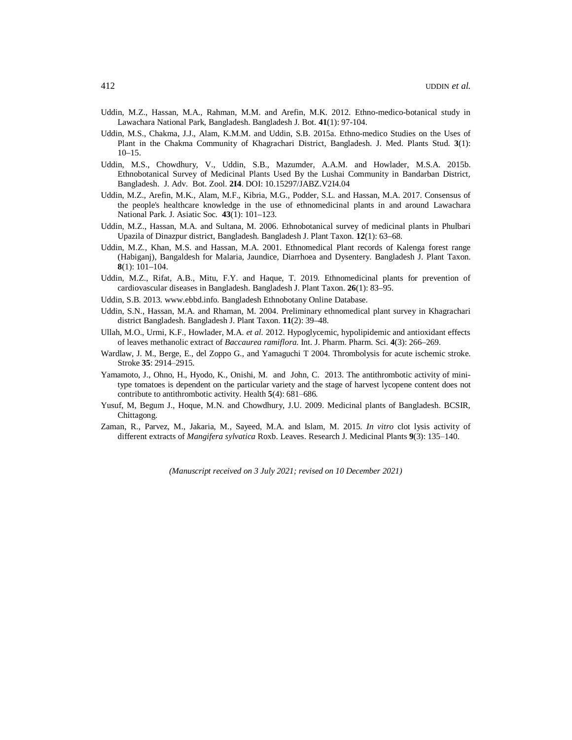Uddin, M.Z., Hassan, M.A., Rahman, M.M. and Arefin, M.K. 2012. Ethno-medico-botanical study in Lawachara National Park, Bangladesh. Bangladesh J. Bot. **41**(1): 97-104.

Uddin, M.S., Chakma, J.J., Alam, K.M.M. and Uddin, S.B. 2015a. Ethno-medico Studies on the Uses of Plant in the Chakma Community of Khagrachari District, Bangladesh. J. Med. Plants Stud. **3**(1): 10–15.

Uddin, M.S., Chowdhury, V., Uddin, S.B., Mazumder, A.A.M. and Howlader, M.S.A. 2015b. Ethnobotanical Survey of Medicinal Plants Used By the Lushai Community in Bandarban District, Bangladesh. J. Adv. Bot. Zool. **2I4**. DOI: 10.15297/JABZ.V2I4.04

Uddin, M.Z., Arefin, M.K., Alam, M.F., Kibria, M.G., Podder, S.L. and Hassan, M.A. 2017. Consensus of the people's healthcare knowledge in the use of ethnomedicinal plants in and around Lawachara National Park. J. Asiatic Soc. **43**(1): 101–123.

Uddin, M.Z., Hassan, M.A. and Sultana, M. 2006. Ethnobotanical survey of medicinal plants in Phulbari Upazila of Dinazpur district, Bangladesh. Bangladesh J. Plant Taxon. **12**(1): 63–68.

Uddin, M.Z., Khan, M.S. and Hassan, M.A. 2001. Ethnomedical Plant records of Kalenga forest range (Habiganj), Bangaldesh for Malaria, Jaundice, Diarrhoea and Dysentery. Bangladesh J. Plant Taxon. **8**(1): 101–104.

Uddin, M.Z., Rifat, A.B., Mitu, F.Y. and Haque, T. 2019. Ethnomedicinal plants for prevention of cardiovascular diseases in Bangladesh. Bangladesh J. Plant Taxon. **26**(1): 83–95.

Uddin, S.B. 2013. www.ebbd.info. Bangladesh Ethnobotany Online Database.

Uddin, S.N., Hassan, M.A. and Rhaman, M. 2004. Preliminary ethnomedical plant survey in Khagrachari district Bangladesh. Bangladesh J. Plant Taxon. **11**(2): 39–48.

Ullah, M.O., Urmi, K.F., Howlader, M.A. *et al.* 2012. Hypoglycemic, hypolipidemic and antioxidant effects of leaves methanolic extract of *Baccaurea ramiflora.* Int. J. Pharm. Pharm. Sci. **4**(3): 266–269.

Wardlaw, J. M., Berge, E., del Zoppo G., and Yamaguchi T 2004. Thrombolysis for acute ischemic stroke. Stroke **35**: 2914–2915.

Yamamoto, J., Ohno, H., Hyodo, K., Onishi, M. and John, C. 2013. The antithrombotic activity of mini-type tomatoes is dependent on the particular variety and the stage of harvest lycopene content does not contribute to antithrombotic activity. Health **5**(4): 681–686.

Yusuf, M, Begum J., Hoque, M.N. and Chowdhury, J.U. 2009. Medicinal plants of Bangladesh. BCSIR, Chittagong.

Zaman, R., Parvez, M., Jakaria, M., Sayeed, M.A. and Islam, M. 2015. *In vitro* clot lysis activity of different extracts of *Mangifera sylvatica* Roxb. Leaves. Research J. Medicinal Plants **9**(3): 135–140.

*(Manuscript received on 3 July 2021; revised on 10 December 2021)*